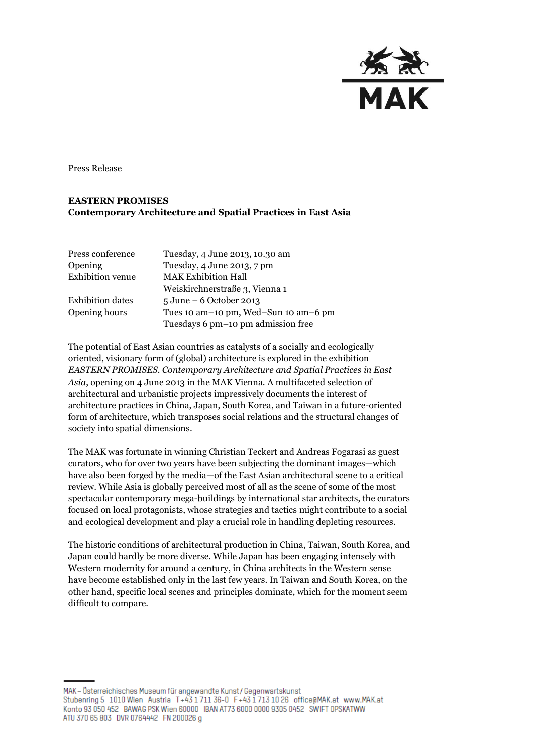Press Release

**EASTERN PROMISES**
**Contemporary Architecture and Spatial Practices in East Asia**

| | |
|---|---|
| Press conference | Tuesday, 4 June 2013, 10.30 am |
| Opening | Tuesday, 4 June 2013, 7 pm |
| Exhibition venue | MAK Exhibition Hall<br>Weiskirchnerstraße 3, Vienna 1 |
| Exhibition dates | 5 June – 6 October 2013 |
| Opening hours | Tues 10 am–10 pm, Wed–Sun 10 am–6 pm<br>Tuesdays 6 pm–10 pm admission free |

The potential of East Asian countries as catalysts of a socially and ecologically oriented, visionary form of (global) architecture is explored in the exhibition *EASTERN PROMISES. Contemporary Architecture and Spatial Practices in East Asia*, opening on 4 June 2013 in the MAK Vienna. A multifaceted selection of architectural and urbanistic projects impressively documents the interest of architecture practices in China, Japan, South Korea, and Taiwan in a future-oriented form of architecture, which transposes social relations and the structural changes of society into spatial dimensions.

The MAK was fortunate in winning Christian Teckert and Andreas Fogarasi as guest curators, who for over two years have been subjecting the dominant images—which have also been forged by the media—of the East Asian architectural scene to a critical review. While Asia is globally perceived most of all as the scene of some of the most spectacular contemporary mega-buildings by international star architects, the curators focused on local protagonists, whose strategies and tactics might contribute to a social and ecological development and play a crucial role in handling depleting resources.

The historic conditions of architectural production in China, Taiwan, South Korea, and Japan could hardly be more diverse. While Japan has been engaging intensely with Western modernity for around a century, in China architects in the Western sense have become established only in the last few years. In Taiwan and South Korea, on the other hand, specific local scenes and principles dominate, which for the moment seem difficult to compare.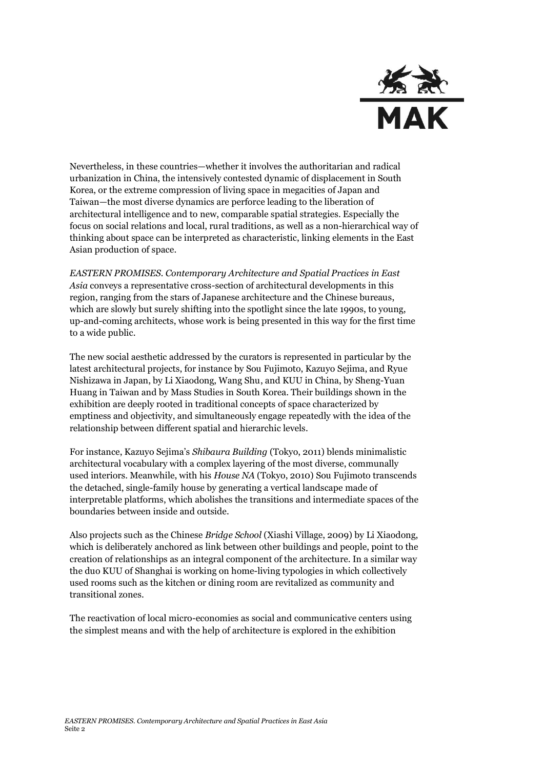Nevertheless, in these countries—whether it involves the authoritarian and radical urbanization in China, the intensively contested dynamic of displacement in South Korea, or the extreme compression of living space in megacities of Japan and Taiwan—the most diverse dynamics are perforce leading to the liberation of architectural intelligence and to new, comparable spatial strategies. Especially the focus on social relations and local, rural traditions, as well as a non-hierarchical way of thinking about space can be interpreted as characteristic, linking elements in the East Asian production of space.

*EASTERN PROMISES. Contemporary Architecture and Spatial Practices in East Asia* conveys a representative cross-section of architectural developments in this region, ranging from the stars of Japanese architecture and the Chinese bureaus, which are slowly but surely shifting into the spotlight since the late 1990s, to young, up-and-coming architects, whose work is being presented in this way for the first time to a wide public.

The new social aesthetic addressed by the curators is represented in particular by the latest architectural projects, for instance by Sou Fujimoto, Kazuyo Sejima, and Ryue Nishizawa in Japan, by Li Xiaodong, Wang Shu, and KUU in China, by Sheng-Yuan Huang in Taiwan and by Mass Studies in South Korea. Their buildings shown in the exhibition are deeply rooted in traditional concepts of space characterized by emptiness and objectivity, and simultaneously engage repeatedly with the idea of the relationship between different spatial and hierarchic levels.

For instance, Kazuyo Sejima's *Shibaura Building* (Tokyo, 2011) blends minimalistic architectural vocabulary with a complex layering of the most diverse, communally used interiors. Meanwhile, with his *House NA* (Tokyo, 2010) Sou Fujimoto transcends the detached, single-family house by generating a vertical landscape made of interpretable platforms, which abolishes the transitions and intermediate spaces of the boundaries between inside and outside.

Also projects such as the Chinese *Bridge School* (Xiashi Village, 2009) by Li Xiaodong, which is deliberately anchored as link between other buildings and people, point to the creation of relationships as an integral component of the architecture. In a similar way the duo KUU of Shanghai is working on home-living typologies in which collectively used rooms such as the kitchen or dining room are revitalized as community and transitional zones.

The reactivation of local micro-economies as social and communicative centers using the simplest means and with the help of architecture is explored in the exhibition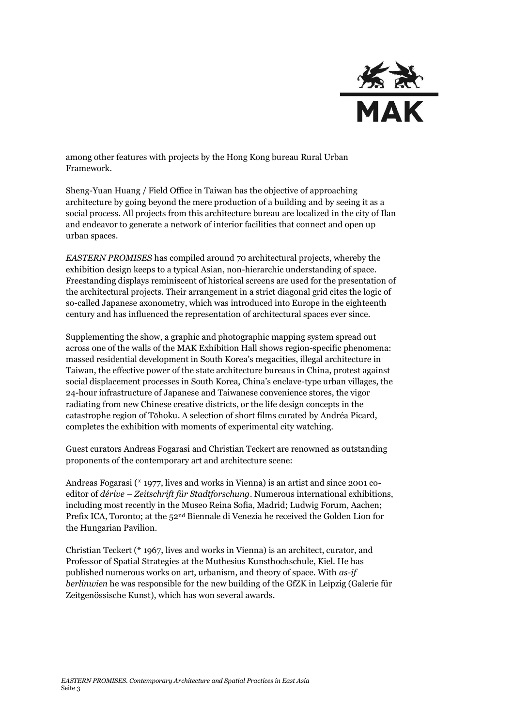among other features with projects by the Hong Kong bureau Rural Urban Framework.

Sheng-Yuan Huang / Field Office in Taiwan has the objective of approaching architecture by going beyond the mere production of a building and by seeing it as a social process. All projects from this architecture bureau are localized in the city of Ilan and endeavor to generate a network of interior facilities that connect and open up urban spaces.

*EASTERN PROMISES* has compiled around 70 architectural projects, whereby the exhibition design keeps to a typical Asian, non-hierarchic understanding of space. Freestanding displays reminiscent of historical screens are used for the presentation of the architectural projects. Their arrangement in a strict diagonal grid cites the logic of so-called Japanese axonometry, which was introduced into Europe in the eighteenth century and has influenced the representation of architectural spaces ever since.

Supplementing the show, a graphic and photographic mapping system spread out across one of the walls of the MAK Exhibition Hall shows region-specific phenomena: massed residential development in South Korea's megacities, illegal architecture in Taiwan, the effective power of the state architecture bureaus in China, protest against social displacement processes in South Korea, China's enclave-type urban villages, the 24-hour infrastructure of Japanese and Taiwanese convenience stores, the vigor radiating from new Chinese creative districts, or the life design concepts in the catastrophe region of Tōhoku. A selection of short films curated by Andréa Picard, completes the exhibition with moments of experimental city watching.

Guest curators Andreas Fogarasi and Christian Teckert are renowned as outstanding proponents of the contemporary art and architecture scene:

Andreas Fogarasi (* 1977, lives and works in Vienna) is an artist and since 2001 co-editor of *dérive – Zeitschrift für Stadtforschung*. Numerous international exhibitions, including most recently in the Museo Reina Sofia, Madrid; Ludwig Forum, Aachen; Prefix ICA, Toronto; at the 52nd Biennale di Venezia he received the Golden Lion for the Hungarian Pavilion.

Christian Teckert (* 1967, lives and works in Vienna) is an architect, curator, and Professor of Spatial Strategies at the Muthesius Kunsthochschule, Kiel. He has published numerous works on art, urbanism, and theory of space. With *as-if berlinwien* he was responsible for the new building of the GfZK in Leipzig (Galerie für Zeitgenössische Kunst), which has won several awards.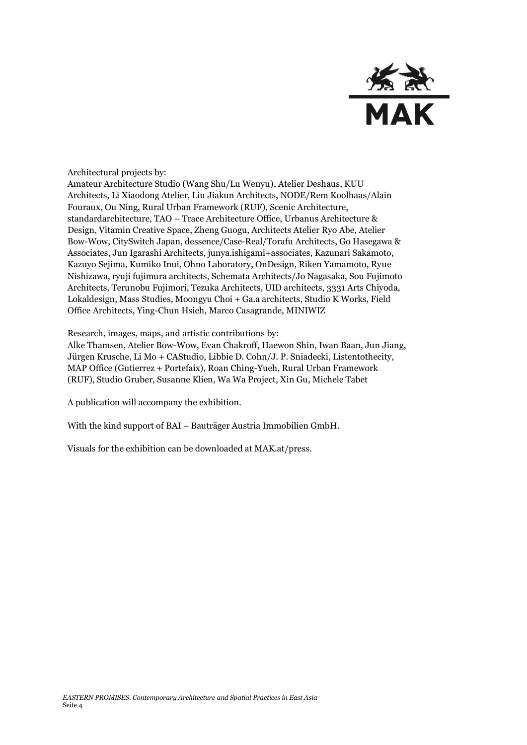Architectural projects by:
Amateur Architecture Studio (Wang Shu/Lu Wenyu), Atelier Deshaus, KUU Architects, Li Xiaodong Atelier, Liu Jiakun Architects, NODE/Rem Koolhaas/Alain Fouraux, Ou Ning, Rural Urban Framework (RUF), Scenic Architecture, standardarchitecture, TAO – Trace Architecture Office, Urbanus Architecture & Design, Vitamin Creative Space, Zheng Guogu, Architects Atelier Ryo Abe, Atelier Bow-Wow, CitySwitch Japan, dessence/Case-Real/Torafu Architects, Go Hasegawa & Associates, Jun Igarashi Architects, junya.ishigami+associates, Kazunari Sakamoto, Kazuyo Sejima, Kumiko Inui, Ohno Laboratory, OnDesign, Riken Yamamoto, Ryue Nishizawa, ryuji fujimura architects, Schemata Architects/Jo Nagasaka, Sou Fujimoto Architects, Terunobu Fujimori, Tezuka Architects, UID architects, 3331 Arts Chiyoda, Lokaldesign, Mass Studies, Moongyu Choi + Ga.a architects, Studio K Works, Field Office Architects, Ying-Chun Hsieh, Marco Casagrande, MINIWIZ

Research, images, maps, and artistic contributions by:
Alke Thamsen, Atelier Bow-Wow, Evan Chakroff, Haewon Shin, Iwan Baan, Jun Jiang, Jürgen Krusche, Li Mo + CAStudio, Libbie D. Cohn/J. P. Sniadecki, Listentothecity, MAP Office (Gutierrez + Portefaix), Roan Ching-Yueh, Rural Urban Framework (RUF), Studio Gruber, Susanne Klien, Wa Wa Project, Xin Gu, Michele Tabet

A publication will accompany the exhibition.

With the kind support of BAI – Bauträger Austria Immobilien GmbH.

Visuals for the exhibition can be downloaded at MAK.at/press.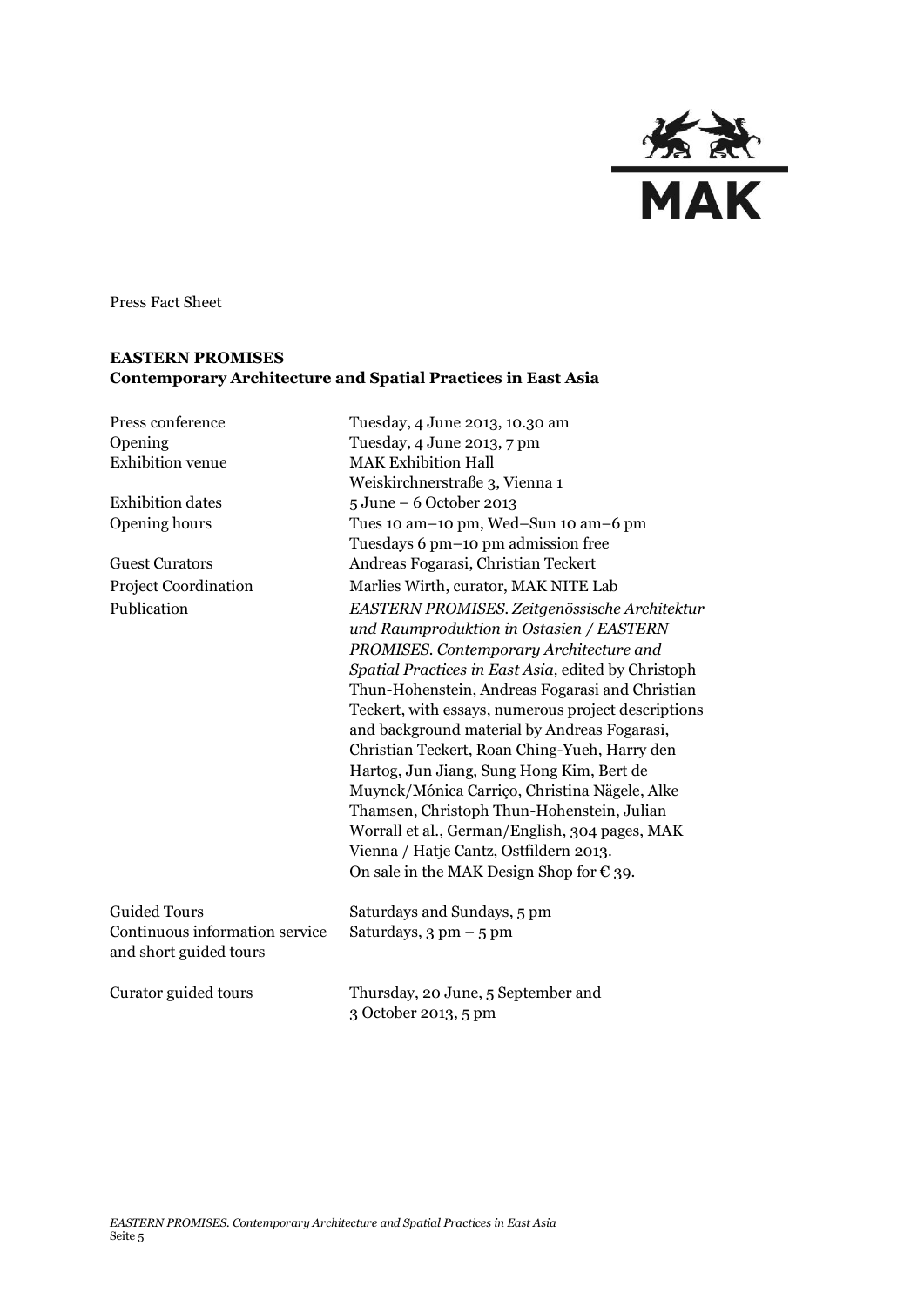Press Fact Sheet

**EASTERN PROMISES**
**Contemporary Architecture and Spatial Practices in East Asia**

| | |
|---|---|
| Press conference | Tuesday, 4 June 2013, 10.30 am |
| Opening | Tuesday, 4 June 2013, 7 pm |
| Exhibition venue | MAK Exhibition Hall<br>Weiskirchnerstraße 3, Vienna 1 |
| Exhibition dates | 5 June – 6 October 2013 |
| Opening hours | Tues 10 am–10 pm, Wed–Sun 10 am–6 pm<br>Tuesdays 6 pm–10 pm admission free |
| Guest Curators | Andreas Fogarasi, Christian Teckert |
| Project Coordination | Marlies Wirth, curator, MAK NITE Lab |
| Publication | *EASTERN PROMISES. Zeitgenössische Architektur und Raumproduktion in Ostasien / EASTERN PROMISES. Contemporary Architecture and Spatial Practices in East Asia,* edited by Christoph Thun-Hohenstein, Andreas Fogarasi and Christian Teckert, with essays, numerous project descriptions and background material by Andreas Fogarasi, Christian Teckert, Roan Ching-Yueh, Harry den Hartog, Jun Jiang, Sung Hong Kim, Bert de Muynck/Mónica Carriço, Christina Nägele, Alke Thamsen, Christoph Thun-Hohenstein, Julian Worrall et al., German/English, 304 pages, MAK Vienna / Hatje Cantz, Ostfildern 2013.<br>On sale in the MAK Design Shop for € 39. |
| Guided Tours | Saturdays and Sundays, 5 pm |
| Continuous information service and short guided tours | Saturdays, 3 pm – 5 pm |
| Curator guided tours | Thursday, 20 June, 5 September and 3 October 2013, 5 pm |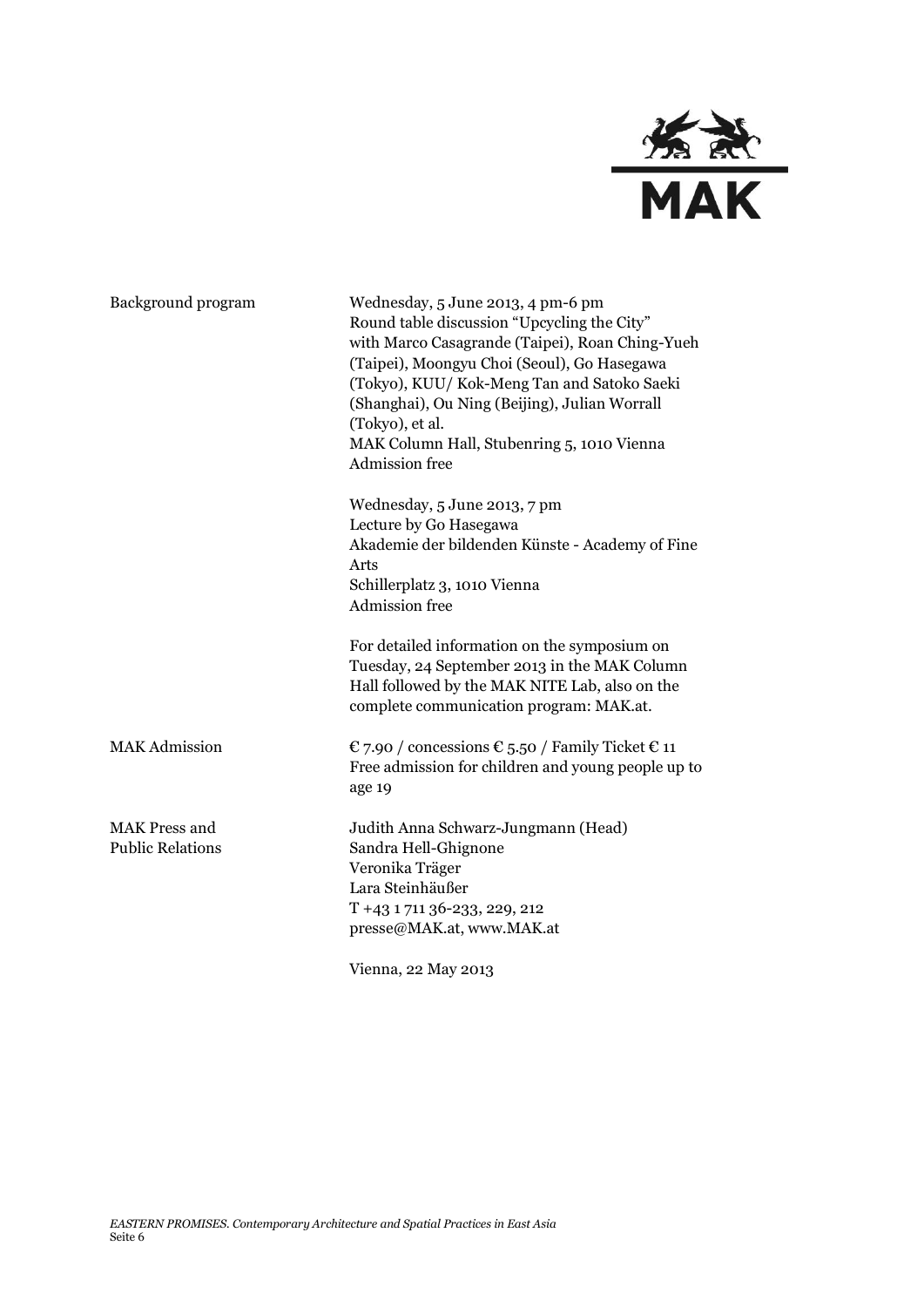| | |
|---|---|
| Background program | Wednesday, 5 June 2013, 4 pm-6 pm<br>Round table discussion "Upcycling the City"<br>with Marco Casagrande (Taipei), Roan Ching-Yueh (Taipei), Moongyu Choi (Seoul), Go Hasegawa (Tokyo), KUU/ Kok-Meng Tan and Satoko Saeki (Shanghai), Ou Ning (Beijing), Julian Worrall (Tokyo), et al.<br>MAK Column Hall, Stubenring 5, 1010 Vienna<br>Admission free<br><br>Wednesday, 5 June 2013, 7 pm<br>Lecture by Go Hasegawa<br>Akademie der bildenden Künste - Academy of Fine Arts<br>Schillerplatz 3, 1010 Vienna<br>Admission free<br><br>For detailed information on the symposium on Tuesday, 24 September 2013 in the MAK Column Hall followed by the MAK NITE Lab, also on the complete communication program: MAK.at. |
| MAK Admission | € 7.90 / concessions € 5.50 / Family Ticket € 11<br>Free admission for children and young people up to age 19 |
| MAK Press and Public Relations | Judith Anna Schwarz-Jungmann (Head)<br>Sandra Hell-Ghignone<br>Veronika Träger<br>Lara Steinhäußer<br>T +43 1 711 36-233, 229, 212<br>presse@MAK.at, www.MAK.at |

Vienna, 22 May 2013